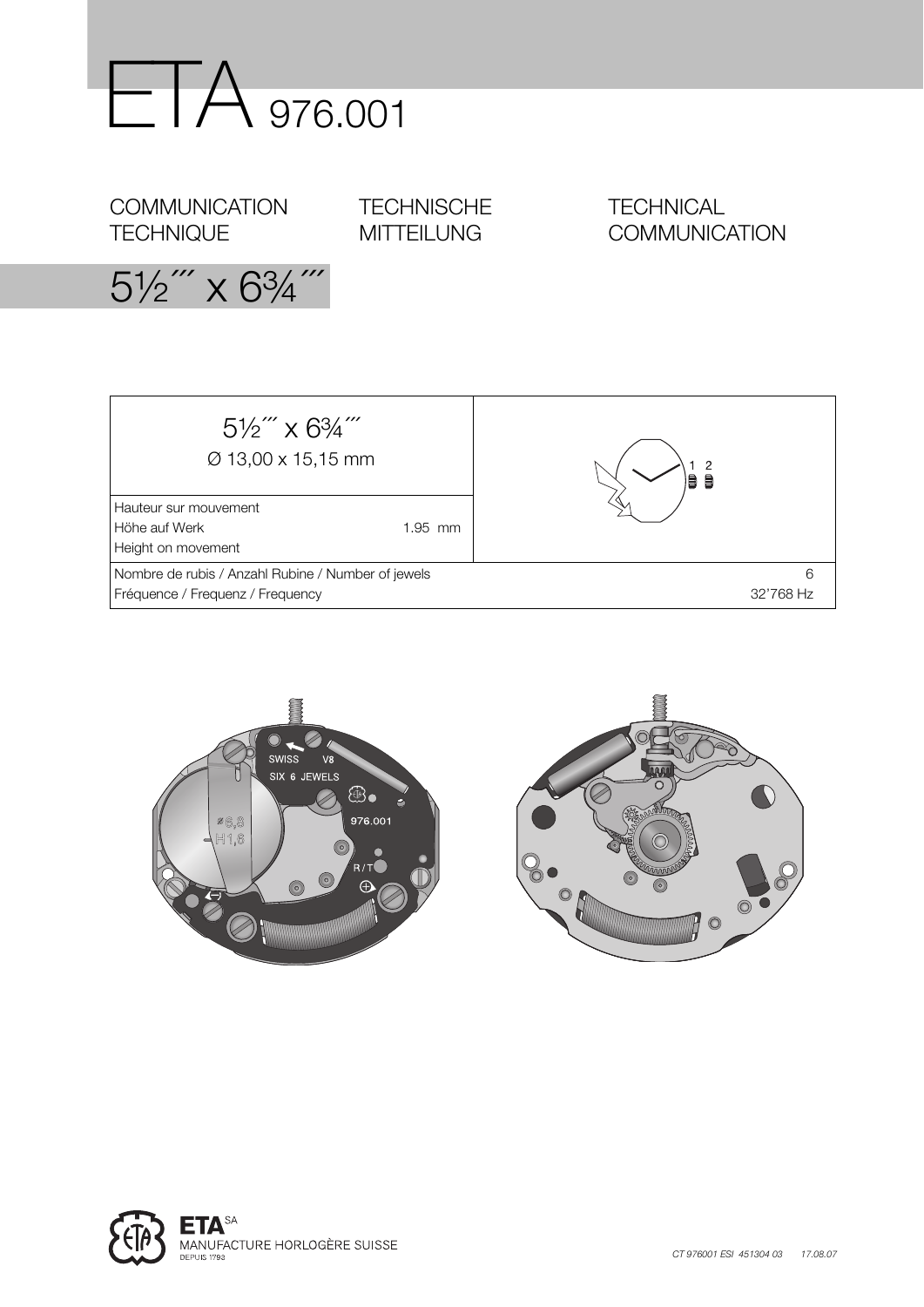# ETA 976.001

COMMUNICATION TECHNIQUE

TECHNISCHE MITTEILUNG

TECHNICAL COMMUNICATION

## 5½‴ x 6¾‴

| 5½‴ x 6¾‴<br>Ø 13,00 x 15,15 mm | |
|---|---|
| Hauteur sur mouvement<br>Höhe auf Werk<br>Height on movement — 1.95 mm | |
| Nombre de rubis / Anzahl Rubine / Number of jewels | 6 |
| Fréquence / Frequenz / Frequency | 32'768 Hz |

CT 976001 ESI 451304 03 17.08.07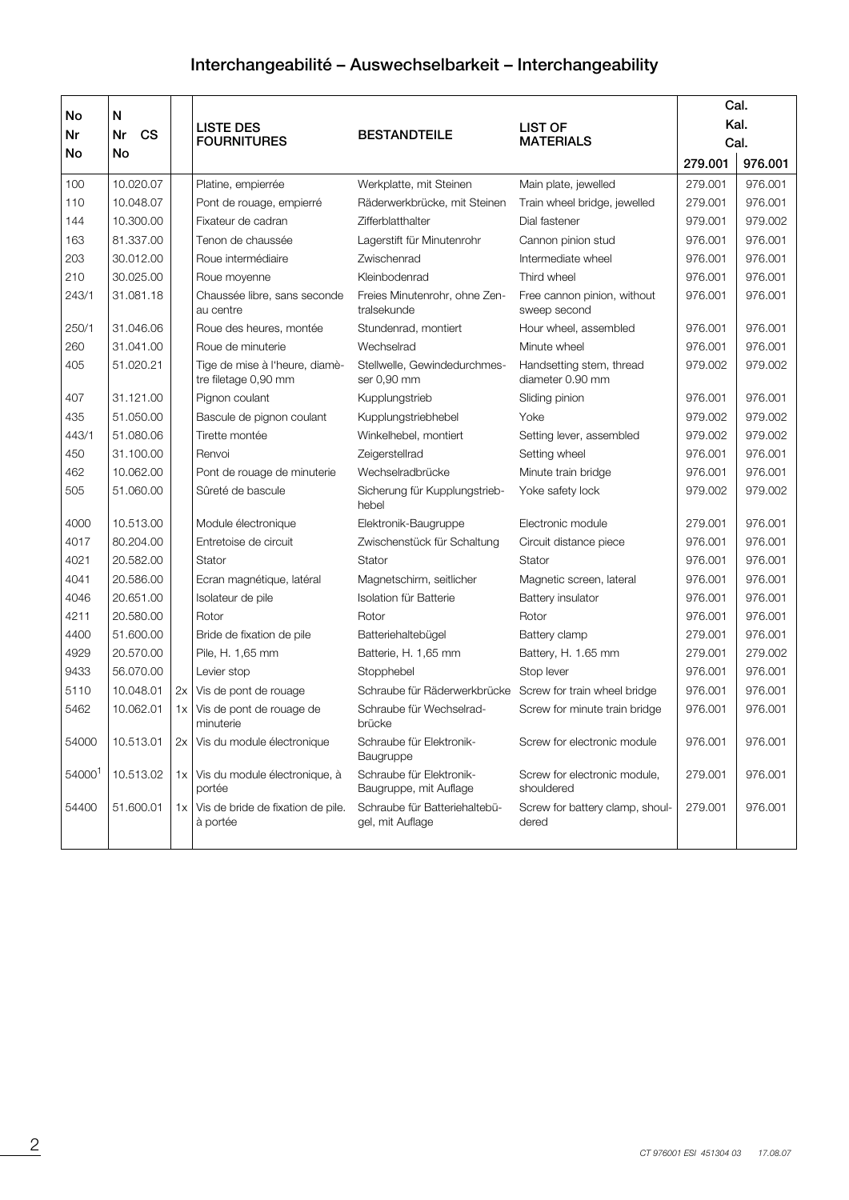# Interchangeabilité – Auswechselbarkeit – Interchangeability

| No<br>Nr<br>No | N<br>Nr CS<br>No | | LISTE DES FOURNITURES | BESTANDTEILE | LIST OF MATERIALS | Cal.<br>Kal.<br>Cal.<br>279.001 | 976.001 |
|---|---|---|---|---|---|---|---|
| 100 | 10.020.07 | | Platine, empierrée | Werkplatte, mit Steinen | Main plate, jewelled | 279.001 | 976.001 |
| 110 | 10.048.07 | | Pont de rouage, empierré | Räderwerkbrücke, mit Steinen | Train wheel bridge, jewelled | 279.001 | 976.001 |
| 144 | 10.300.00 | | Fixateur de cadran | Zifferblatthalter | Dial fastener | 979.001 | 979.002 |
| 163 | 81.337.00 | | Tenon de chaussée | Lagerstift für Minutenrohr | Cannon pinion stud | 976.001 | 976.001 |
| 203 | 30.012.00 | | Roue intermédiaire | Zwischenrad | Intermediate wheel | 976.001 | 976.001 |
| 210 | 30.025.00 | | Roue moyenne | Kleinbodenrad | Third wheel | 976.001 | 976.001 |
| 243/1 | 31.081.18 | | Chaussée libre, sans seconde au centre | Freies Minutenrohr, ohne Zentralsekunde | Free cannon pinion, without sweep second | 976.001 | 976.001 |
| 250/1 | 31.046.06 | | Roue des heures, montée | Stundenrad, montiert | Hour wheel, assembled | 976.001 | 976.001 |
| 260 | 31.041.00 | | Roue de minuterie | Wechselrad | Minute wheel | 976.001 | 976.001 |
| 405 | 51.020.21 | | Tige de mise à l'heure, diamètre filetage 0,90 mm | Stellwelle, Gewindedurchmesser 0,90 mm | Handsetting stem, thread diameter 0.90 mm | 979.002 | 979.002 |
| 407 | 31.121.00 | | Pignon coulant | Kupplungstrieb | Sliding pinion | 976.001 | 976.001 |
| 435 | 51.050.00 | | Bascule de pignon coulant | Kupplungstriebhebel | Yoke | 979.002 | 979.002 |
| 443/1 | 51.080.06 | | Tirette montée | Winkelhebel, montiert | Setting lever, assembled | 979.002 | 979.002 |
| 450 | 31.100.00 | | Renvoi | Zeigerstellrad | Setting wheel | 976.001 | 976.001 |
| 462 | 10.062.00 | | Pont de rouage de minuterie | Wechselradbrücke | Minute train bridge | 976.001 | 976.001 |
| 505 | 51.060.00 | | Sûreté de bascule | Sicherung für Kupplungstriebhebel | Yoke safety lock | 979.002 | 979.002 |
| 4000 | 10.513.00 | | Module électronique | Elektronik-Baugruppe | Electronic module | 279.001 | 976.001 |
| 4017 | 80.204.00 | | Entretoise de circuit | Zwischenstück für Schaltung | Circuit distance piece | 976.001 | 976.001 |
| 4021 | 20.582.00 | | Stator | Stator | Stator | 976.001 | 976.001 |
| 4041 | 20.586.00 | | Ecran magnétique, latéral | Magnetschirm, seitlicher | Magnetic screen, lateral | 976.001 | 976.001 |
| 4046 | 20.651.00 | | Isolateur de pile | Isolation für Batterie | Battery insulator | 976.001 | 976.001 |
| 4211 | 20.580.00 | | Rotor | Rotor | Rotor | 976.001 | 976.001 |
| 4400 | 51.600.00 | | Bride de fixation de pile | Batteriehaltebügel | Battery clamp | 279.001 | 976.001 |
| 4929 | 20.570.00 | | Pile, H. 1,65 mm | Batterie, H. 1,65 mm | Battery, H. 1.65 mm | 279.001 | 279.002 |
| 9433 | 56.070.00 | | Levier stop | Stopphebel | Stop lever | 976.001 | 976.001 |
| 5110 | 10.048.01 | 2x | Vis de pont de rouage | Schraube für Räderwerkbrücke | Screw for train wheel bridge | 976.001 | 976.001 |
| 5462 | 10.062.01 | 1x | Vis de pont de rouage de minuterie | Schraube für Wechselradbrücke | Screw for minute train bridge | 976.001 | 976.001 |
| 54000 | 10.513.01 | 2x | Vis du module électronique | Schraube für Elektronik-Baugruppe | Screw for electronic module | 976.001 | 976.001 |
| 54000[1] | 10.513.02 | 1x | Vis du module électronique, à portée | Schraube für Elektronik-Baugruppe, mit Auflage | Screw for electronic module, shouldered | 279.001 | 976.001 |
| 54400 | 51.600.01 | 1x | Vis de bride de fixation de pile. à portée | Schraube für Batteriehaltebügel, mit Auflage | Screw for battery clamp, shouldered | 279.001 | 976.001 |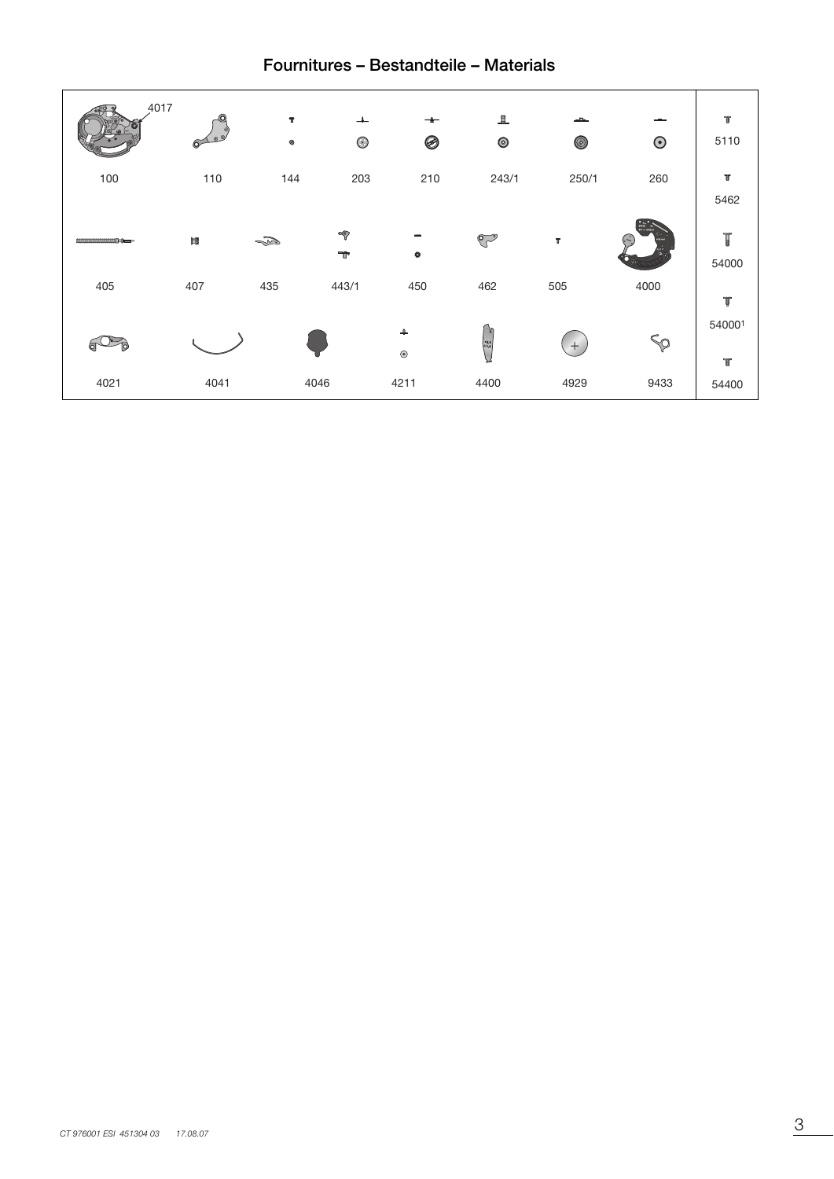# Fournitures – Bestandteile – Materials

| | | | | | | | | |
|---|---|---|---|---|---|---|---|---|
| 100 (4017) | 110 | 144 | 203 | 210 | 243/1 | 250/1 | 260 | 5110 |
| | | | | | | | | 5462 |
| 405 | 407 | 435 | 443/1 | 450 | 462 | 505 | 4000 | 54000 |
| | | | | | | | | 54000[1] |
| 4021 | 4041 | 4046 | 4211 | 4400 | 4929 | 9433 | | 54400 |

CT 976001 ESI 451304 03 17.08.07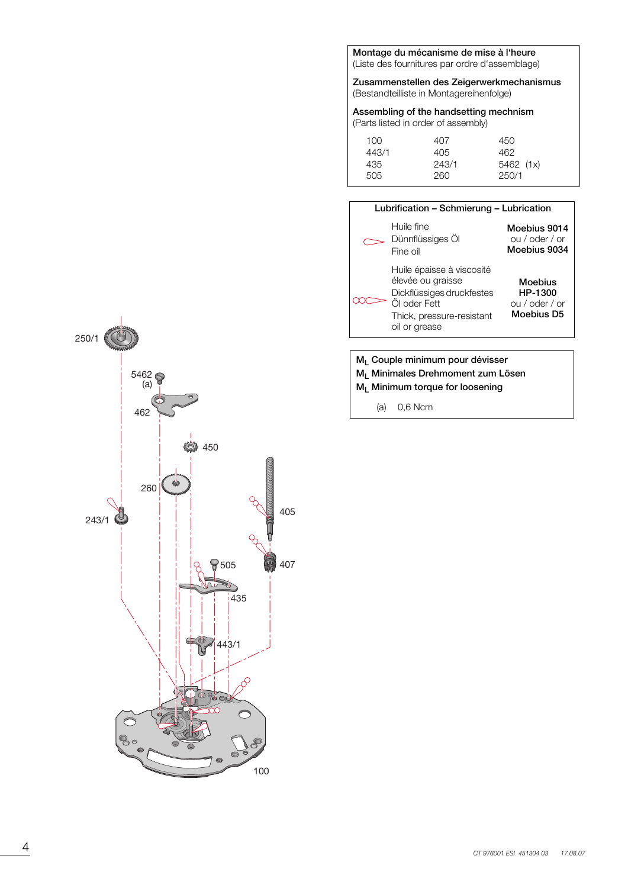**Montage du mécanisme de mise à l'heure**
(Liste des fournitures par ordre d'assemblage)

**Zusammenstellen des Zeigerwerkmechanismus**
(Bestandteilliste in Montagereihenfolge)

**Assembling of the handsetting mechnism**
(Parts listed in order of assembly)

| | | |
|---|---|---|
| 100 | 407 | 450 |
| 443/1 | 405 | 462 |
| 435 | 243/1 | 5462 (1x) |
| 505 | 260 | 250/1 |

**Lubrification – Schmierung – Lubrication**

| | | |
|---|---|---|
| | Huile fine<br>Dünnflüssiges Öl<br>Fine oil | **Moebius 9014**<br>ou / oder / or<br>**Moebius 9034** |
| | Huile épaisse à viscosité élevée ou graisse<br>Dickflüssiges druckfestes Öl oder Fett<br>Thick, pressure-resistant oil or grease | **Moebius HP-1300**<br>ou / oder / or<br>**Moebius D5** |

**$M_L$ Couple minimum pour dévisser**
**$M_L$ Minimales Drehmoment zum Lösen**
**$M_L$ Minimum torque for loosening**

(a) 0,6 Ncm

250/1
5462 (a)
462
450
260
243/1
405
505
407
435
443/1
100

CT 976001 ESI 451304 03 17.08.07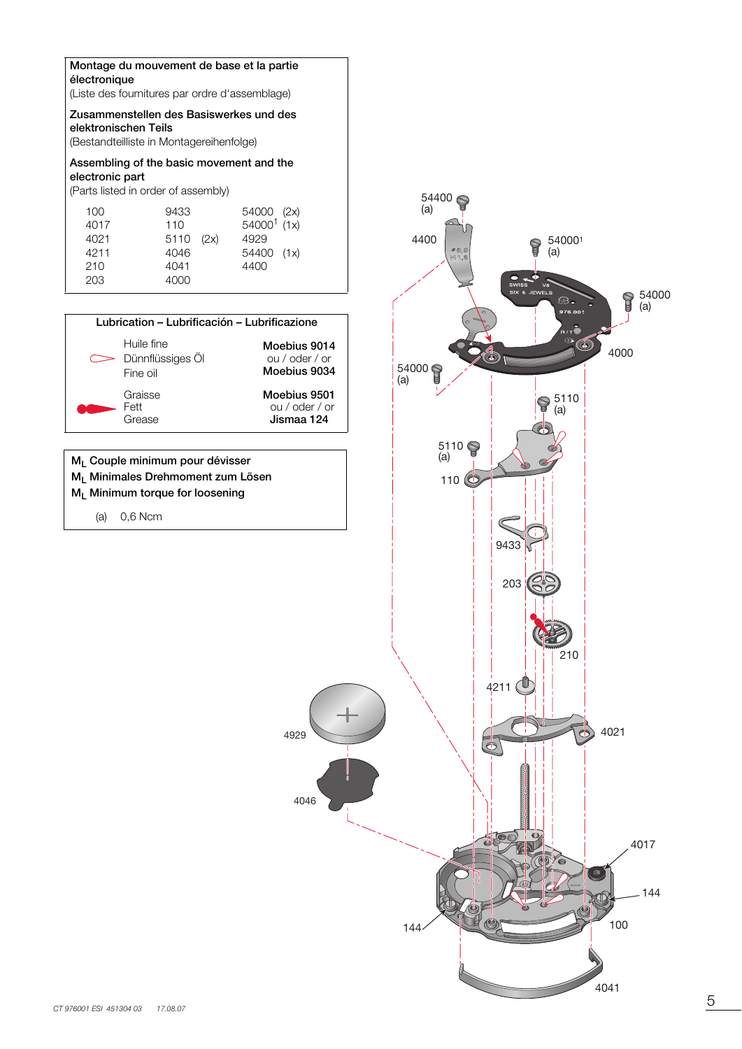**Montage du mouvement de base et la partie électronique**
(Liste des fournitures par ordre d'assemblage)

**Zusammenstellen des Basiswerkes und des elektronischen Teils**
(Bestandteilliste in Montagereihenfolge)

**Assembling of the basic movement and the electronic part**
(Parts listed in order of assembly)

| | | |
|---|---|---|
| 100 | 9433 | 54000 (2x) |
| 4017 | 110 | 54000[1] (1x) |
| 4021 | 5110 (2x) | 4929 |
| 4211 | 4046 | 54400 (1x) |
| 210 | 4041 | 4400 |
| 203 | 4000 | |

**Lubrication – Lubrificación – Lubrificazione**

| | | |
|---|---|---|
| | Huile fine / Dünnflüssiges Öl / Fine oil | **Moebius 9014** ou / oder / or **Moebius 9034** |
| | Graisse / Fett / Grease | **Moebius 9501** ou / oder / or **Jismaa 124** |

$M_L$ Couple minimum pour dévisser
$M_L$ Minimales Drehmoment zum Lösen
$M_L$ Minimum torque for loosening

(a) 0,6 Ncm

54400 (a)
4400
54000[1] (a)
54000 (a)
4000
54000 (a)
5110 (a)
5110 (a)
110
9433
203
210
4211
4929
4021
4046
4017
144
144
100
4041

CT 976001 ESI 451304 03 17.08.07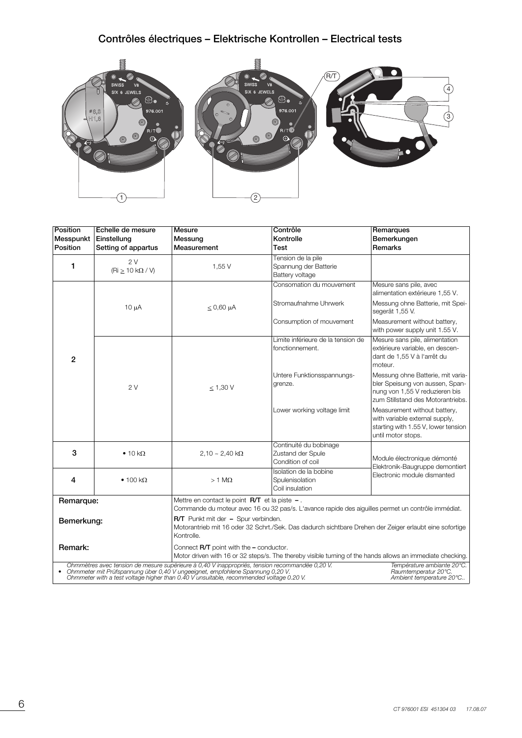# Contrôles électriques – Elektrische Kontrollen – Electrical tests

| Position<br>Messpunkt<br>Position | Echelle de mesure<br>Einstellung<br>Setting of appartus | Mesure<br>Messung<br>Measurement | Contrôle<br>Kontrolle<br>Test | Remarques<br>Bemerkungen<br>Remarks |
|---|---|---|---|---|
| **1** | 2 V<br>(Ri ≥ 10 kΩ / V) | 1,55 V | Tension de la pile<br>Spannung der Batterie<br>Battery voltage | |
| **2** | 10 µA | ≤ 0,60 µA | Consomation du mouvement<br><br>Stromaufnahme Uhrwerk<br><br>Consumption of mouvement | Mesure sans pile, avec alimentation extérieure 1,55 V.<br><br>Messung ohne Batterie, mit Speisegerät 1,55 V.<br><br>Measurement without battery, with power supply unit 1.55 V. |
| | 2 V | ≤ 1,30 V | Limite inférieure de la tension de fonctionnement.<br><br>Untere Funktionsspannungsgrenze.<br><br>Lower working voltage limit | Mesure sans pile, alimentation extérieure variable, en descendant de 1,55 V à l'arrêt du moteur.<br><br>Messung ohne Batterie, mit variabler Speisung von aussen, Spannung von 1,55 V reduzieren bis zum Stillstand des Motorantriebs.<br><br>Measurement without battery, with variable external supply, starting with 1.55 V, lower tension until motor stops. |
| **3** | • 10 kΩ | 2,10 ~ 2,40 kΩ | Continuité du bobinage<br>Zustand der Spule<br>Condition of coil | Module électronique démonté<br>Elektronik-Baugruppe demontiert<br>Electronic module dismanted |
| **4** | • 100 kΩ | > 1 MΩ | Isolation de la bobine<br>Spulenisolation<br>Coil insulation | |

**Remarque:** Mettre en contact le point **R/T** et la piste **–** .
Commande du moteur avec 16 ou 32 pas/s. L'avance rapide des aiguilles permet un contrôle immédiat.

**Bemerkung:** **R/T** Punkt mit der **–** Spur verbinden.
Motorantrieb mit 16 oder 32 Schrt./Sek. Das dadurch sichtbare Drehen der Zeiger erlaubt eine sofortige Kontrolle.

**Remark:** Connect **R/T** point with the **–** conductor.
Motor driven with 16 or 32 steps/s. The thereby visible turning of the hands allows an immediate checking.

• *Ohmmètres avec tension de mesure supérieure à 0,40 V inappropriés, tension recommandée 0,20 V.*
*Ohmmeter mit Prüfspannung über 0,40 V ungeeignet, empfohlene Spannung 0,20 V.*
*Ohmmeter with a test voltage higher than 0.40 V unsuitable, recommended voltage 0.20 V.*

*Température ambiante 20°C.*
*Raumtemperatur 20°C.*
*Ambient temperature 20°C..*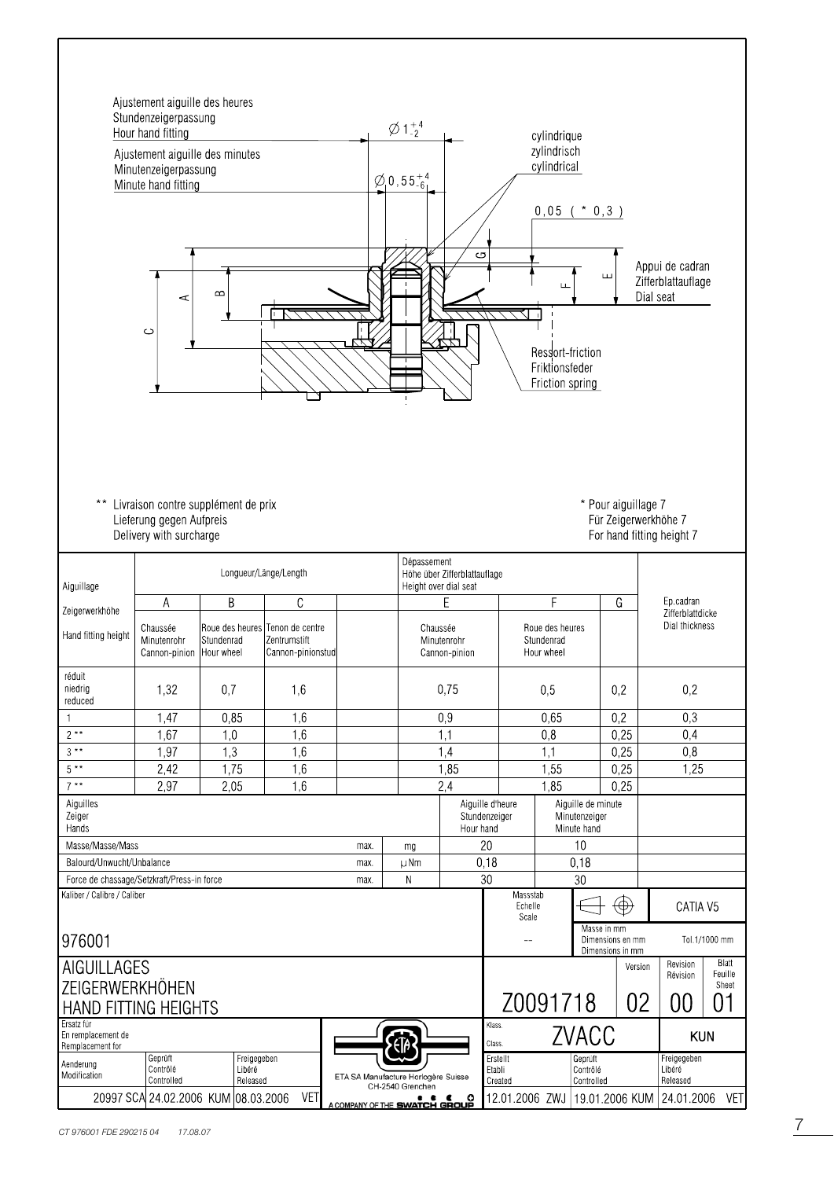Ajustement aiguille des heures
Stundenzeigerpassung
Hour hand fitting

Ajustement aiguille des minutes
Minutenzeigerpassung
Minute hand fitting

$\varnothing 1^{+4}_{-2}$

$\varnothing 0,55^{+4}_{-6}$

cylindrique
zylindrisch
cylindrical

0,05 ( * 0,3 )

Appui de cadran
Zifferblattauflage
Dial seat

Ressort-friction
Friktionsfeder
Friction spring

\*\* Livraison contre supplément de prix
Lieferung gegen Aufpreis
Delivery with surcharge

\* Pour aiguillage 7
Für Zeigerwerkhöhe 7
For hand fitting height 7

| Aiguillage / Zeigerwerkhöhe / Hand fitting height | A — Chaussée / Minutenrohr / Cannon-pinion | B — Roue des heures / Stundenrad / Hour wheel | C — Tenon de centre / Zentrumstift / Cannon-pinionstud | | E — Chaussée / Minutenrohr / Cannon-pinion | F — Roue des heures / Stundenrad / Hour wheel | G | Ep.cadran / Zifferblattdicke / Dial thickness |
|---|---|---|---|---|---|---|---|---|
| | Longueur/Länge/Length | | | | Dépassement / Höhe über Zifferblattauflage / Height over dial seat | | | |
| réduit / niedrig / reduced | 1,32 | 0,7 | 1,6 | | 0,75 | 0,5 | 0,2 | 0,2 |
| 1 | 1,47 | 0,85 | 1,6 | | 0,9 | 0,65 | 0,2 | 0,3 |
| 2 ** | 1,67 | 1,0 | 1,6 | | 1,1 | 0,8 | 0,25 | 0,4 |
| 3 ** | 1,97 | 1,3 | 1,6 | | 1,4 | 1,1 | 0,25 | 0,8 |
| 5 ** | 2,42 | 1,75 | 1,6 | | 1,85 | 1,55 | 0,25 | 1,25 |
| 7 ** | 2,97 | 2,05 | 1,6 | | 2,4 | 1,85 | 0,25 | |

| Aiguilles / Zeiger / Hands | | | Aiguille d'heure / Stundenzeiger / Hour hand | Aiguille de minute / Minutenzeiger / Minute hand |
|---|---|---|---|---|
| Masse/Masse/Mass | max. | mg | 20 | 10 |
| Balourd/Unwucht/Unbalance | max. | µNm | 0,18 | 0,18 |
| Force de chassage/Setzkraft/Press-in force | max. | N | 30 | 30 |

| | |
|---|---|
| Kaliber / Calibre / Caliber | 976001 |
| Massstab / Echelle / Scale | -- |
| Masse in mm / Dimensions en mm / Dimensions in mm | Tol.1/1000 mm |
| | CATIA V5 |
| Titre | AIGUILLAGES / ZEIGERWERKHÖHEN / HAND FITTING HEIGHTS |
| Nr. | Z0091718 |
| Version | 02 |
| Revision / Révision | 00 |
| Blatt / Feuille / Sheet | 01 |
| Klass. / Class. | ZVACC |
| | KUN |
| Ersatz für / En remplacement de / Remplacement for | |
| Aenderung / Modification | 20997 SCA |
| Geprüft / Contrôlé / Controlled | 24.02.2006 KUM |
| Freigegeben / Libéré / Released | 08.03.2006 VET |
| Erstellt / Etabli / Created | 12.01.2006 ZWJ |
| Geprüft / Contrôlé / Controlled | 19.01.2006 KUM |
| Freigegeben / Libéré / Released | 24.01.2006 VET |

ETA SA Manufacture Horlogère Suisse
CH-2540 Grenchen
A COMPANY OF THE SWATCH GROUP

CT 976001 FDE 290215 04 17.08.07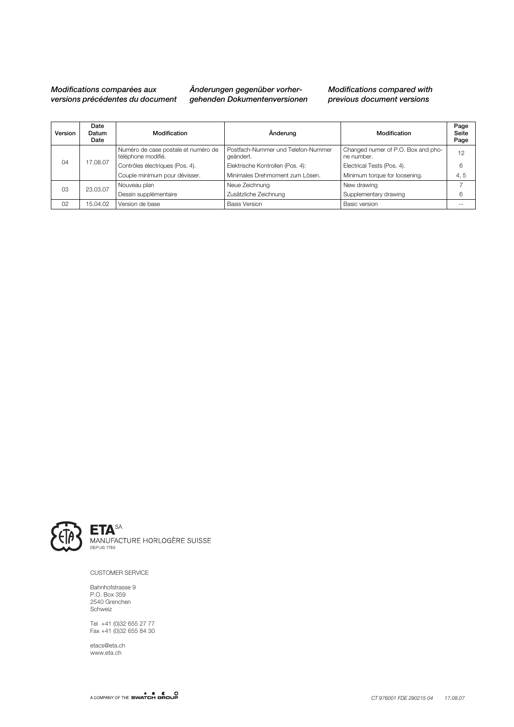*Modifications comparées aux versions précédentes du document*

*Änderungen gegenüber vorhergehenden Dokumentenversionen*

*Modifications compared with previous document versions*

| Version | Date Datum Date | Modification | Änderung | Modification | Page Seite Page |
|---|---|---|---|---|---|
| 04 | 17.08.07 | Numéro de case postale et numéro de téléphone modifié. | Postfach-Nummer und Telefon-Nummer geändert. | Changed numer of P.O. Box and phone number. | 12 |
| | | Contrôles électriques (Pos. 4). | Elektrische Kontrollen (Pos. 4): | Electrical Tests (Pos. 4). | 6 |
| | | Couple minimum pour dévisser. | Minimales Drehmoment zum Lösen. | Minimum torque for loosening. | 4, 5 |
| 03 | 23.03.07 | Nouveau plan | Neue Zeichnung | New drawing | 7 |
| | | Dessin supplémentaire | Zusätzliche Zeichnung | Supplementary drawing | 6 |
| 02 | 15.04.02 | Version de base | Basis Version | Basic version | -- |

**ETA** SA
MANUFACTURE HORLOGÈRE SUISSE
DEPUIS 1793

CUSTOMER SERVICE

Bahnhofstrasse 9
P.O. Box 359
2540 Grenchen
Schweiz

Tel +41 (0)32 655 27 77
Fax +41 (0)32 655 84 30

etacs@eta.ch
www.eta.ch

A COMPANY OF THE SWATCH GROUP

*CT 976001 FDE 290215 04 17.08.07*